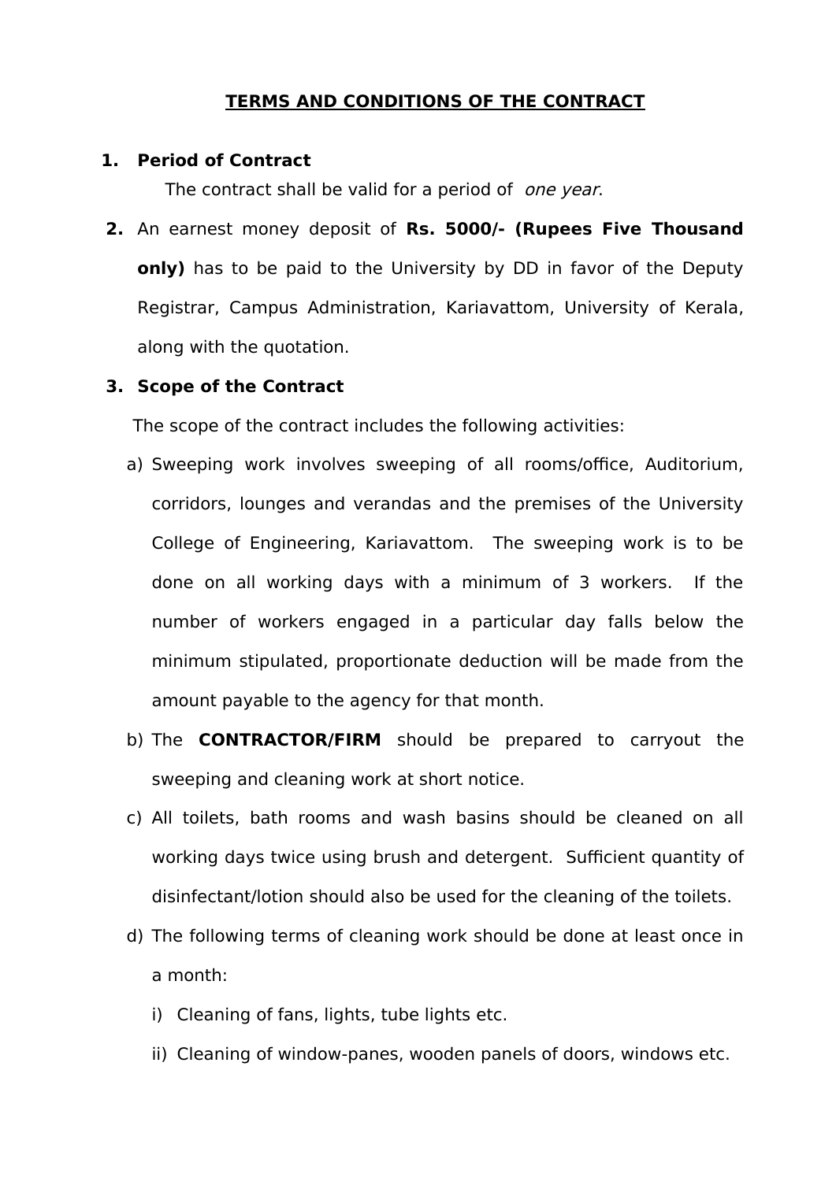# TERMS AND CONDITIONS OF THE CONTRACT

1. **Period of Contract**

   The contract shall be valid for a period of *one year*.

2. An earnest money deposit of **Rs. 5000/- (Rupees Five Thousand only)** has to be paid to the University by DD in favor of the Deputy Registrar, Campus Administration, Kariavattom, University of Kerala, along with the quotation.

3. **Scope of the Contract**

   The scope of the contract includes the following activities:

   a) Sweeping work involves sweeping of all rooms/office, Auditorium, corridors, lounges and verandas and the premises of the University College of Engineering, Kariavattom. The sweeping work is to be done on all working days with a minimum of 3 workers. If the number of workers engaged in a particular day falls below the minimum stipulated, proportionate deduction will be made from the amount payable to the agency for that month.

   b) The **CONTRACTOR/FIRM** should be prepared to carryout the sweeping and cleaning work at short notice.

   c) All toilets, bath rooms and wash basins should be cleaned on all working days twice using brush and detergent. Sufficient quantity of disinfectant/lotion should also be used for the cleaning of the toilets.

   d) The following terms of cleaning work should be done at least once in a month:

      i) Cleaning of fans, lights, tube lights etc.

      ii) Cleaning of window-panes, wooden panels of doors, windows etc.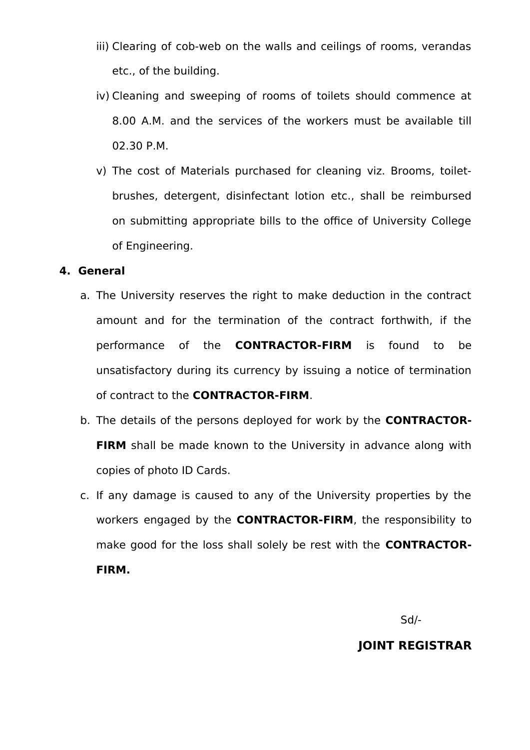iii) Clearing of cob-web on the walls and ceilings of rooms, verandas etc., of the building.

iv) Cleaning and sweeping of rooms of toilets should commence at 8.00 A.M. and the services of the workers must be available till 02.30 P.M.

v) The cost of Materials purchased for cleaning viz. Brooms, toilet-brushes, detergent, disinfectant lotion etc., shall be reimbursed on submitting appropriate bills to the office of University College of Engineering.

**4. General**

a. The University reserves the right to make deduction in the contract amount and for the termination of the contract forthwith, if the performance of the **CONTRACTOR-FIRM** is found to be unsatisfactory during its currency by issuing a notice of termination of contract to the **CONTRACTOR-FIRM**.

b. The details of the persons deployed for work by the **CONTRACTOR-FIRM** shall be made known to the University in advance along with copies of photo ID Cards.

c. If any damage is caused to any of the University properties by the workers engaged by the **CONTRACTOR-FIRM**, the responsibility to make good for the loss shall solely be rest with the **CONTRACTOR-FIRM.**

Sd/-

**JOINT REGISTRAR**